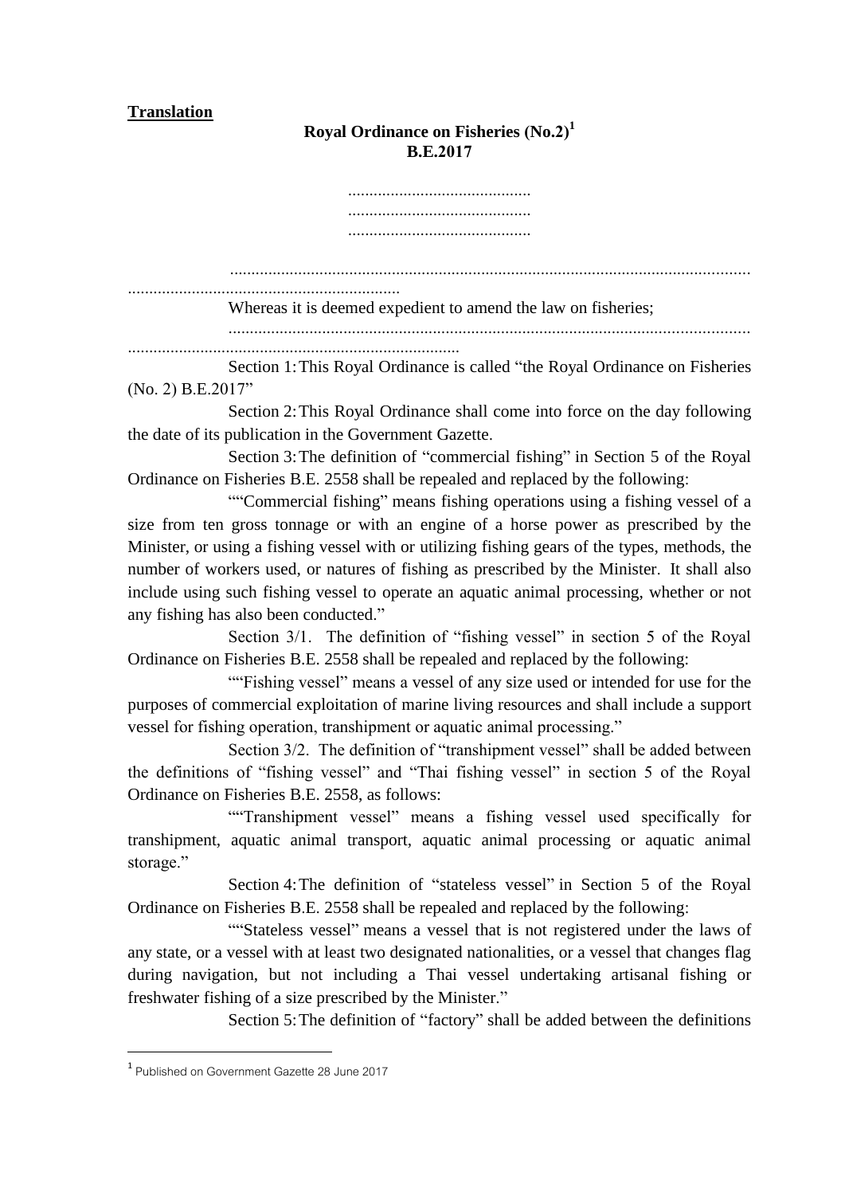**Translation**

# Royal Ordinance on Fisheries (No.2)[1]
## B.E.2017

...........................................
...........................................
...........................................

........................................................................................................................
................................................................

Whereas it is deemed expedient to amend the law on fisheries;

........................................................................................................................
..............................................................................

Section 1: This Royal Ordinance is called "the Royal Ordinance on Fisheries (No. 2) B.E.2017"

Section 2: This Royal Ordinance shall come into force on the day following the date of its publication in the Government Gazette.

Section 3: The definition of "commercial fishing" in Section 5 of the Royal Ordinance on Fisheries B.E. 2558 shall be repealed and replaced by the following:

""Commercial fishing" means fishing operations using a fishing vessel of a size from ten gross tonnage or with an engine of a horse power as prescribed by the Minister, or using a fishing vessel with or utilizing fishing gears of the types, methods, the number of workers used, or natures of fishing as prescribed by the Minister. It shall also include using such fishing vessel to operate an aquatic animal processing, whether or not any fishing has also been conducted."

Section 3/1. The definition of "fishing vessel" in section 5 of the Royal Ordinance on Fisheries B.E. 2558 shall be repealed and replaced by the following:

""Fishing vessel" means a vessel of any size used or intended for use for the purposes of commercial exploitation of marine living resources and shall include a support vessel for fishing operation, transhipment or aquatic animal processing."

Section 3/2. The definition of "transhipment vessel" shall be added between the definitions of "fishing vessel" and "Thai fishing vessel" in section 5 of the Royal Ordinance on Fisheries B.E. 2558, as follows:

""Transhipment vessel" means a fishing vessel used specifically for transhipment, aquatic animal transport, aquatic animal processing or aquatic animal storage."

Section 4: The definition of "stateless vessel" in Section 5 of the Royal Ordinance on Fisheries B.E. 2558 shall be repealed and replaced by the following:

""Stateless vessel" means a vessel that is not registered under the laws of any state, or a vessel with at least two designated nationalities, or a vessel that changes flag during navigation, but not including a Thai vessel undertaking artisanal fishing or freshwater fishing of a size prescribed by the Minister."

Section 5: The definition of "factory" shall be added between the definitions

---

[1] Published on Government Gazette 28 June 2017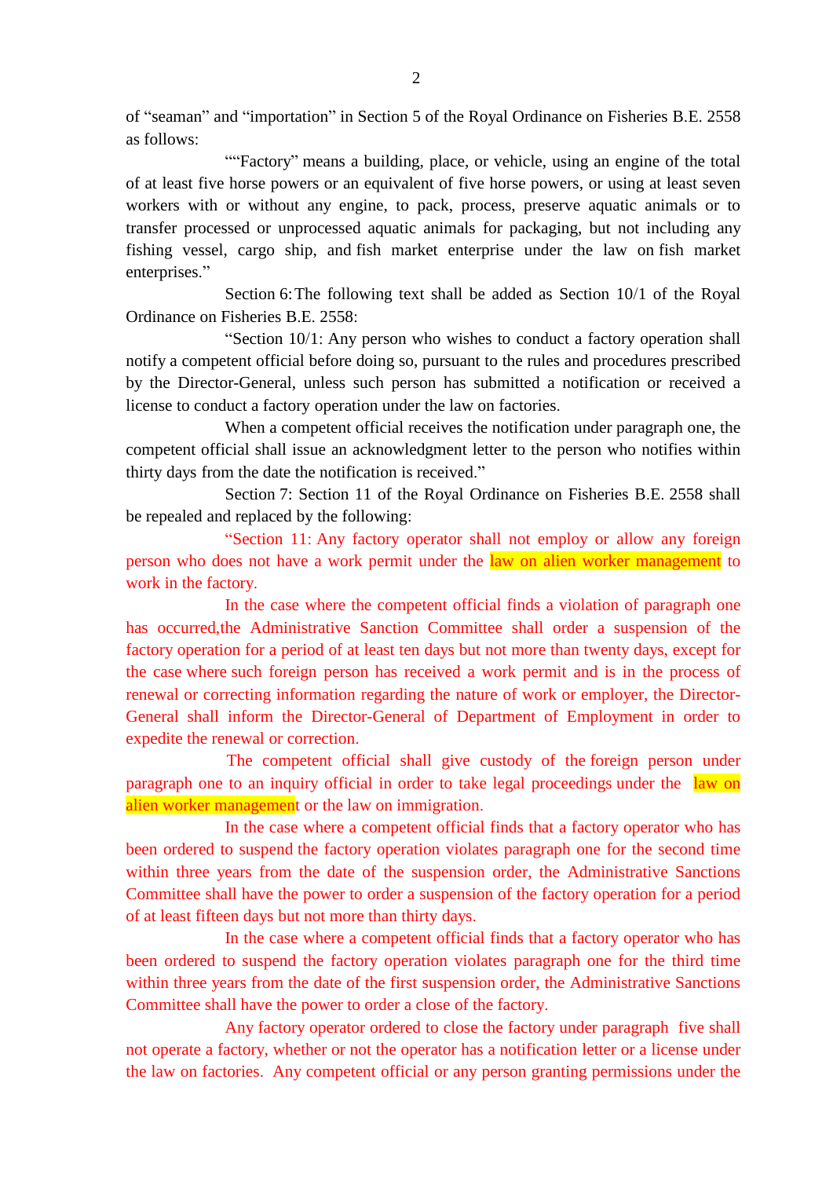of "seaman" and "importation" in Section 5 of the Royal Ordinance on Fisheries B.E. 2558 as follows:

""Factory" means a building, place, or vehicle, using an engine of the total of at least five horse powers or an equivalent of five horse powers, or using at least seven workers with or without any engine, to pack, process, preserve aquatic animals or to transfer processed or unprocessed aquatic animals for packaging, but not including any fishing vessel, cargo ship, and fish market enterprise under the law on fish market enterprises."

Section 6: The following text shall be added as Section 10/1 of the Royal Ordinance on Fisheries B.E. 2558:

"Section 10/1: Any person who wishes to conduct a factory operation shall notify a competent official before doing so, pursuant to the rules and procedures prescribed by the Director-General, unless such person has submitted a notification or received a license to conduct a factory operation under the law on factories.

When a competent official receives the notification under paragraph one, the competent official shall issue an acknowledgment letter to the person who notifies within thirty days from the date the notification is received."

Section 7: Section 11 of the Royal Ordinance on Fisheries B.E. 2558 shall be repealed and replaced by the following:

"Section 11: Any factory operator shall not employ or allow any foreign person who does not have a work permit under the law on alien worker management to work in the factory.

In the case where the competent official finds a violation of paragraph one has occurred,the Administrative Sanction Committee shall order a suspension of the factory operation for a period of at least ten days but not more than twenty days, except for the case where such foreign person has received a work permit and is in the process of renewal or correcting information regarding the nature of work or employer, the Director-General shall inform the Director-General of Department of Employment in order to expedite the renewal or correction.

The competent official shall give custody of the foreign person under paragraph one to an inquiry official in order to take legal proceedings under the law on alien worker management or the law on immigration.

In the case where a competent official finds that a factory operator who has been ordered to suspend the factory operation violates paragraph one for the second time within three years from the date of the suspension order, the Administrative Sanctions Committee shall have the power to order a suspension of the factory operation for a period of at least fifteen days but not more than thirty days.

In the case where a competent official finds that a factory operator who has been ordered to suspend the factory operation violates paragraph one for the third time within three years from the date of the first suspension order, the Administrative Sanctions Committee shall have the power to order a close of the factory.

Any factory operator ordered to close the factory under paragraph five shall not operate a factory, whether or not the operator has a notification letter or a license under the law on factories. Any competent official or any person granting permissions under the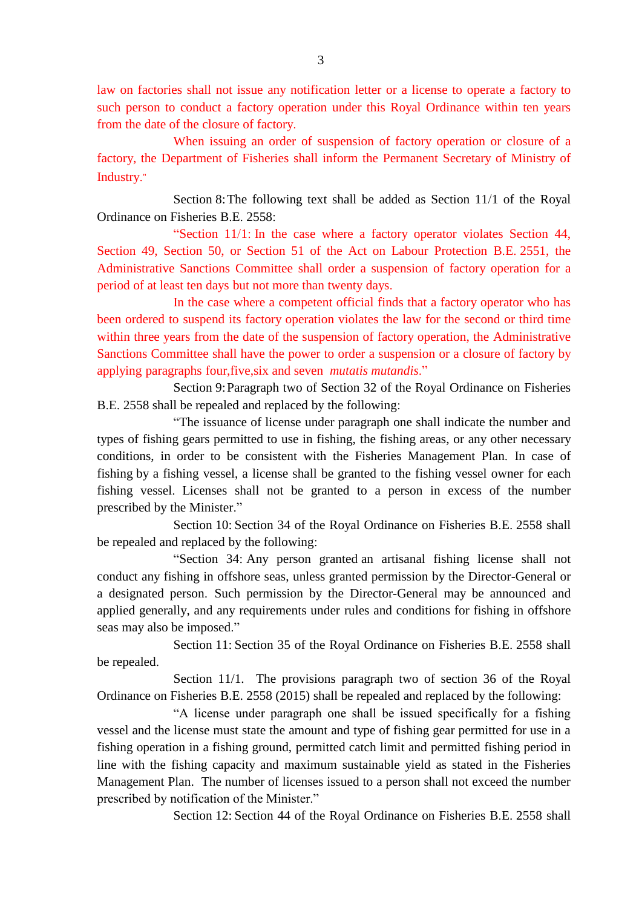law on factories shall not issue any notification letter or a license to operate a factory to such person to conduct a factory operation under this Royal Ordinance within ten years from the date of the closure of factory.

When issuing an order of suspension of factory operation or closure of a factory, the Department of Fisheries shall inform the Permanent Secretary of Ministry of Industry."

Section 8: The following text shall be added as Section 11/1 of the Royal Ordinance on Fisheries B.E. 2558:

"Section 11/1: In the case where a factory operator violates Section 44, Section 49, Section 50, or Section 51 of the Act on Labour Protection B.E. 2551, the Administrative Sanctions Committee shall order a suspension of factory operation for a period of at least ten days but not more than twenty days.

In the case where a competent official finds that a factory operator who has been ordered to suspend its factory operation violates the law for the second or third time within three years from the date of the suspension of factory operation, the Administrative Sanctions Committee shall have the power to order a suspension or a closure of factory by applying paragraphs four,five,six and seven *mutatis mutandis*."

Section 9: Paragraph two of Section 32 of the Royal Ordinance on Fisheries B.E. 2558 shall be repealed and replaced by the following:

"The issuance of license under paragraph one shall indicate the number and types of fishing gears permitted to use in fishing, the fishing areas, or any other necessary conditions, in order to be consistent with the Fisheries Management Plan. In case of fishing by a fishing vessel, a license shall be granted to the fishing vessel owner for each fishing vessel. Licenses shall not be granted to a person in excess of the number prescribed by the Minister."

Section 10: Section 34 of the Royal Ordinance on Fisheries B.E. 2558 shall be repealed and replaced by the following:

"Section 34: Any person granted an artisanal fishing license shall not conduct any fishing in offshore seas, unless granted permission by the Director-General or a designated person. Such permission by the Director-General may be announced and applied generally, and any requirements under rules and conditions for fishing in offshore seas may also be imposed."

Section 11: Section 35 of the Royal Ordinance on Fisheries B.E. 2558 shall be repealed.

Section 11/1. The provisions paragraph two of section 36 of the Royal Ordinance on Fisheries B.E. 2558 (2015) shall be repealed and replaced by the following:

"A license under paragraph one shall be issued specifically for a fishing vessel and the license must state the amount and type of fishing gear permitted for use in a fishing operation in a fishing ground, permitted catch limit and permitted fishing period in line with the fishing capacity and maximum sustainable yield as stated in the Fisheries Management Plan. The number of licenses issued to a person shall not exceed the number prescribed by notification of the Minister."

Section 12: Section 44 of the Royal Ordinance on Fisheries B.E. 2558 shall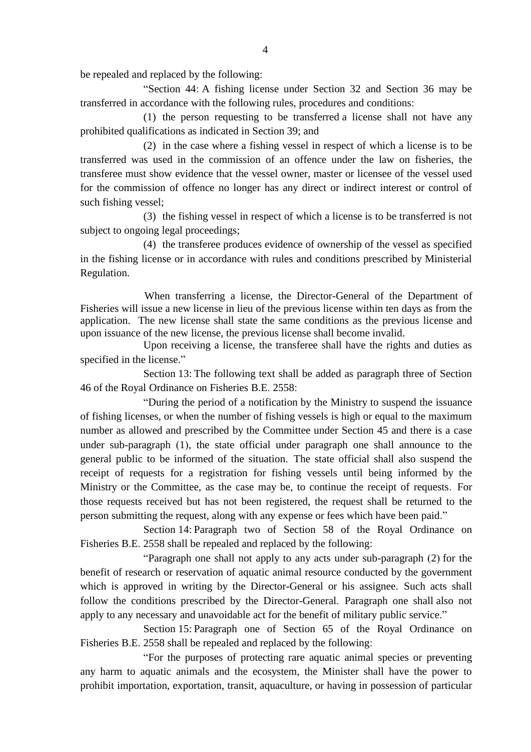be repealed and replaced by the following:

"Section 44: A fishing license under Section 32 and Section 36 may be transferred in accordance with the following rules, procedures and conditions:

(1) the person requesting to be transferred a license shall not have any prohibited qualifications as indicated in Section 39; and

(2) in the case where a fishing vessel in respect of which a license is to be transferred was used in the commission of an offence under the law on fisheries, the transferee must show evidence that the vessel owner, master or licensee of the vessel used for the commission of offence no longer has any direct or indirect interest or control of such fishing vessel;

(3) the fishing vessel in respect of which a license is to be transferred is not subject to ongoing legal proceedings;

(4) the transferee produces evidence of ownership of the vessel as specified in the fishing license or in accordance with rules and conditions prescribed by Ministerial Regulation.

When transferring a license, the Director-General of the Department of Fisheries will issue a new license in lieu of the previous license within ten days as from the application. The new license shall state the same conditions as the previous license and upon issuance of the new license, the previous license shall become invalid.

Upon receiving a license, the transferee shall have the rights and duties as specified in the license."

Section 13: The following text shall be added as paragraph three of Section 46 of the Royal Ordinance on Fisheries B.E. 2558:

"During the period of a notification by the Ministry to suspend the issuance of fishing licenses, or when the number of fishing vessels is high or equal to the maximum number as allowed and prescribed by the Committee under Section 45 and there is a case under sub-paragraph (1), the state official under paragraph one shall announce to the general public to be informed of the situation. The state official shall also suspend the receipt of requests for a registration for fishing vessels until being informed by the Ministry or the Committee, as the case may be, to continue the receipt of requests. For those requests received but has not been registered, the request shall be returned to the person submitting the request, along with any expense or fees which have been paid."

Section 14: Paragraph two of Section 58 of the Royal Ordinance on Fisheries B.E. 2558 shall be repealed and replaced by the following:

"Paragraph one shall not apply to any acts under sub-paragraph (2) for the benefit of research or reservation of aquatic animal resource conducted by the government which is approved in writing by the Director-General or his assignee. Such acts shall follow the conditions prescribed by the Director-General. Paragraph one shall also not apply to any necessary and unavoidable act for the benefit of military public service."

Section 15: Paragraph one of Section 65 of the Royal Ordinance on Fisheries B.E. 2558 shall be repealed and replaced by the following:

"For the purposes of protecting rare aquatic animal species or preventing any harm to aquatic animals and the ecosystem, the Minister shall have the power to prohibit importation, exportation, transit, aquaculture, or having in possession of particular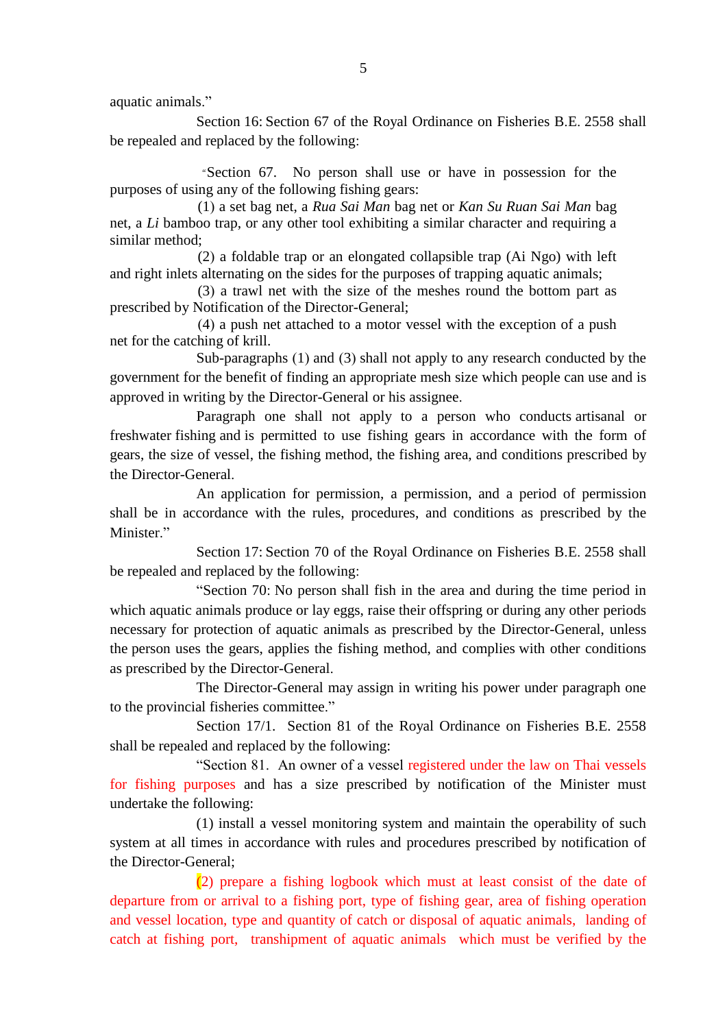aquatic animals."

Section 16: Section 67 of the Royal Ordinance on Fisheries B.E. 2558 shall be repealed and replaced by the following:

"Section 67. No person shall use or have in possession for the purposes of using any of the following fishing gears:

(1) a set bag net, a *Rua Sai Man* bag net or *Kan Su Ruan Sai Man* bag net, a *Li* bamboo trap, or any other tool exhibiting a similar character and requiring a similar method;

(2) a foldable trap or an elongated collapsible trap (Ai Ngo) with left and right inlets alternating on the sides for the purposes of trapping aquatic animals;

(3) a trawl net with the size of the meshes round the bottom part as prescribed by Notification of the Director-General;

(4) a push net attached to a motor vessel with the exception of a push net for the catching of krill.

Sub-paragraphs (1) and (3) shall not apply to any research conducted by the government for the benefit of finding an appropriate mesh size which people can use and is approved in writing by the Director-General or his assignee.

Paragraph one shall not apply to a person who conducts artisanal or freshwater fishing and is permitted to use fishing gears in accordance with the form of gears, the size of vessel, the fishing method, the fishing area, and conditions prescribed by the Director-General.

An application for permission, a permission, and a period of permission shall be in accordance with the rules, procedures, and conditions as prescribed by the Minister."

Section 17: Section 70 of the Royal Ordinance on Fisheries B.E. 2558 shall be repealed and replaced by the following:

"Section 70: No person shall fish in the area and during the time period in which aquatic animals produce or lay eggs, raise their offspring or during any other periods necessary for protection of aquatic animals as prescribed by the Director-General, unless the person uses the gears, applies the fishing method, and complies with other conditions as prescribed by the Director-General.

The Director-General may assign in writing his power under paragraph one to the provincial fisheries committee."

Section 17/1. Section 81 of the Royal Ordinance on Fisheries B.E. 2558 shall be repealed and replaced by the following:

"Section 81. An owner of a vessel registered under the law on Thai vessels for fishing purposes and has a size prescribed by notification of the Minister must undertake the following:

(1) install a vessel monitoring system and maintain the operability of such system at all times in accordance with rules and procedures prescribed by notification of the Director-General;

(2) prepare a fishing logbook which must at least consist of the date of departure from or arrival to a fishing port, type of fishing gear, area of fishing operation and vessel location, type and quantity of catch or disposal of aquatic animals, landing of catch at fishing port, transhipment of aquatic animals which must be verified by the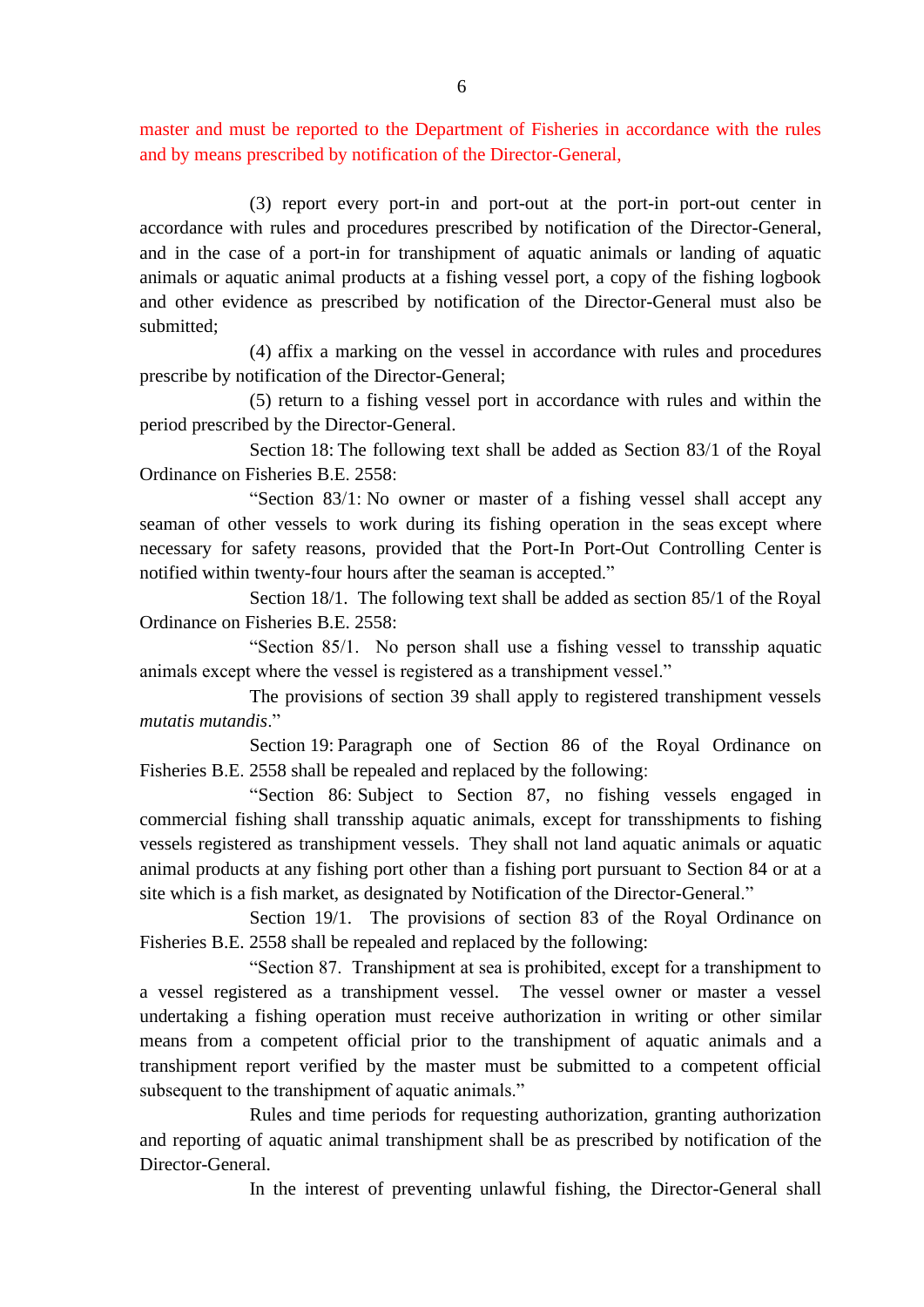master and must be reported to the Department of Fisheries in accordance with the rules and by means prescribed by notification of the Director-General,

(3) report every port-in and port-out at the port-in port-out center in accordance with rules and procedures prescribed by notification of the Director-General, and in the case of a port-in for transhipment of aquatic animals or landing of aquatic animals or aquatic animal products at a fishing vessel port, a copy of the fishing logbook and other evidence as prescribed by notification of the Director-General must also be submitted;

(4) affix a marking on the vessel in accordance with rules and procedures prescribe by notification of the Director-General;

(5) return to a fishing vessel port in accordance with rules and within the period prescribed by the Director-General.

Section 18: The following text shall be added as Section 83/1 of the Royal Ordinance on Fisheries B.E. 2558:

"Section 83/1: No owner or master of a fishing vessel shall accept any seaman of other vessels to work during its fishing operation in the seas except where necessary for safety reasons, provided that the Port-In Port-Out Controlling Center is notified within twenty-four hours after the seaman is accepted."

Section 18/1. The following text shall be added as section 85/1 of the Royal Ordinance on Fisheries B.E. 2558:

"Section 85/1. No person shall use a fishing vessel to transship aquatic animals except where the vessel is registered as a transhipment vessel."

The provisions of section 39 shall apply to registered transhipment vessels *mutatis mutandis*."

Section 19: Paragraph one of Section 86 of the Royal Ordinance on Fisheries B.E. 2558 shall be repealed and replaced by the following:

"Section 86: Subject to Section 87, no fishing vessels engaged in commercial fishing shall transship aquatic animals, except for transshipments to fishing vessels registered as transhipment vessels. They shall not land aquatic animals or aquatic animal products at any fishing port other than a fishing port pursuant to Section 84 or at a site which is a fish market, as designated by Notification of the Director-General."

Section 19/1. The provisions of section 83 of the Royal Ordinance on Fisheries B.E. 2558 shall be repealed and replaced by the following:

"Section 87. Transhipment at sea is prohibited, except for a transhipment to a vessel registered as a transhipment vessel. The vessel owner or master a vessel undertaking a fishing operation must receive authorization in writing or other similar means from a competent official prior to the transhipment of aquatic animals and a transhipment report verified by the master must be submitted to a competent official subsequent to the transhipment of aquatic animals."

Rules and time periods for requesting authorization, granting authorization and reporting of aquatic animal transhipment shall be as prescribed by notification of the Director-General.

In the interest of preventing unlawful fishing, the Director-General shall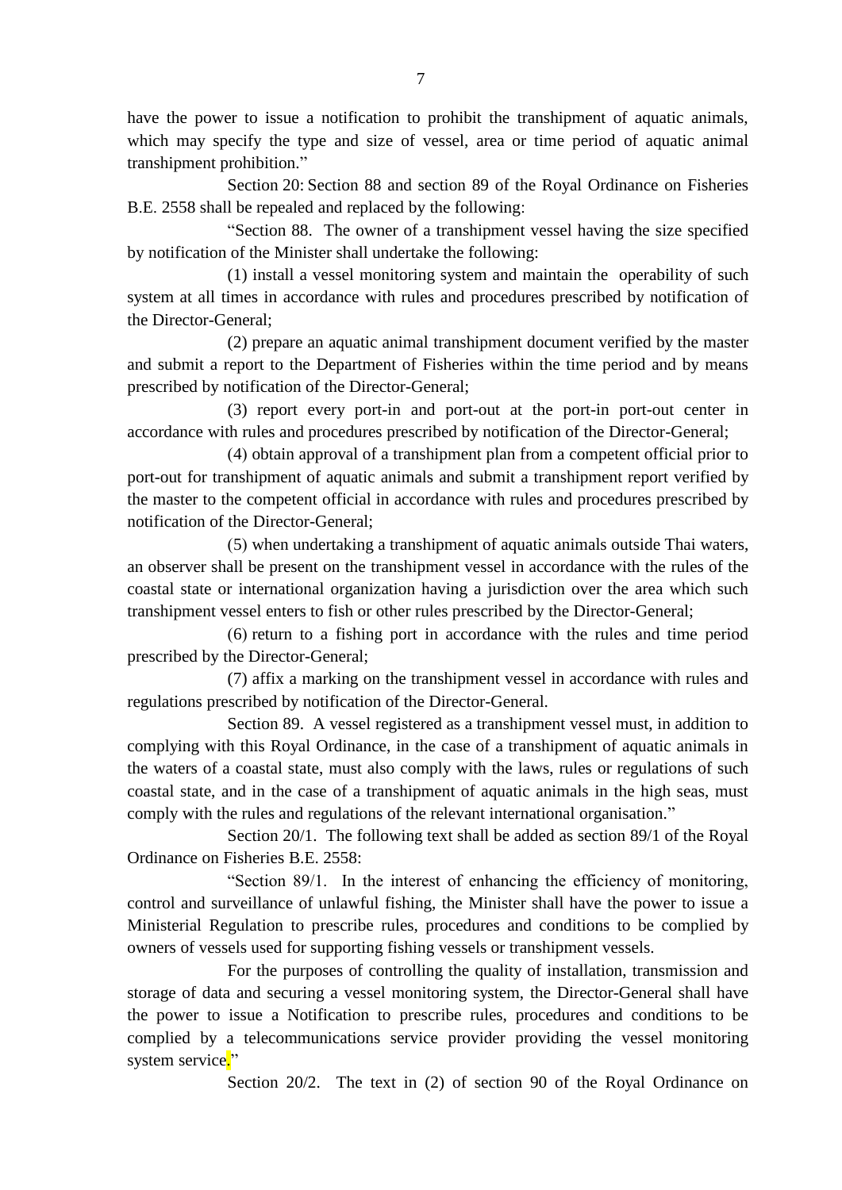have the power to issue a notification to prohibit the transhipment of aquatic animals, which may specify the type and size of vessel, area or time period of aquatic animal transhipment prohibition."

Section 20: Section 88 and section 89 of the Royal Ordinance on Fisheries B.E. 2558 shall be repealed and replaced by the following:

"Section 88. The owner of a transhipment vessel having the size specified by notification of the Minister shall undertake the following:

(1) install a vessel monitoring system and maintain the operability of such system at all times in accordance with rules and procedures prescribed by notification of the Director-General;

(2) prepare an aquatic animal transhipment document verified by the master and submit a report to the Department of Fisheries within the time period and by means prescribed by notification of the Director-General;

(3) report every port-in and port-out at the port-in port-out center in accordance with rules and procedures prescribed by notification of the Director-General;

(4) obtain approval of a transhipment plan from a competent official prior to port-out for transhipment of aquatic animals and submit a transhipment report verified by the master to the competent official in accordance with rules and procedures prescribed by notification of the Director-General;

(5) when undertaking a transhipment of aquatic animals outside Thai waters, an observer shall be present on the transhipment vessel in accordance with the rules of the coastal state or international organization having a jurisdiction over the area which such transhipment vessel enters to fish or other rules prescribed by the Director-General;

(6) return to a fishing port in accordance with the rules and time period prescribed by the Director-General;

(7) affix a marking on the transhipment vessel in accordance with rules and regulations prescribed by notification of the Director-General.

Section 89. A vessel registered as a transhipment vessel must, in addition to complying with this Royal Ordinance, in the case of a transhipment of aquatic animals in the waters of a coastal state, must also comply with the laws, rules or regulations of such coastal state, and in the case of a transhipment of aquatic animals in the high seas, must comply with the rules and regulations of the relevant international organisation."

Section 20/1. The following text shall be added as section 89/1 of the Royal Ordinance on Fisheries B.E. 2558:

"Section 89/1. In the interest of enhancing the efficiency of monitoring, control and surveillance of unlawful fishing, the Minister shall have the power to issue a Ministerial Regulation to prescribe rules, procedures and conditions to be complied by owners of vessels used for supporting fishing vessels or transhipment vessels.

For the purposes of controlling the quality of installation, transmission and storage of data and securing a vessel monitoring system, the Director-General shall have the power to issue a Notification to prescribe rules, procedures and conditions to be complied by a telecommunications service provider providing the vessel monitoring system service."

Section 20/2. The text in (2) of section 90 of the Royal Ordinance on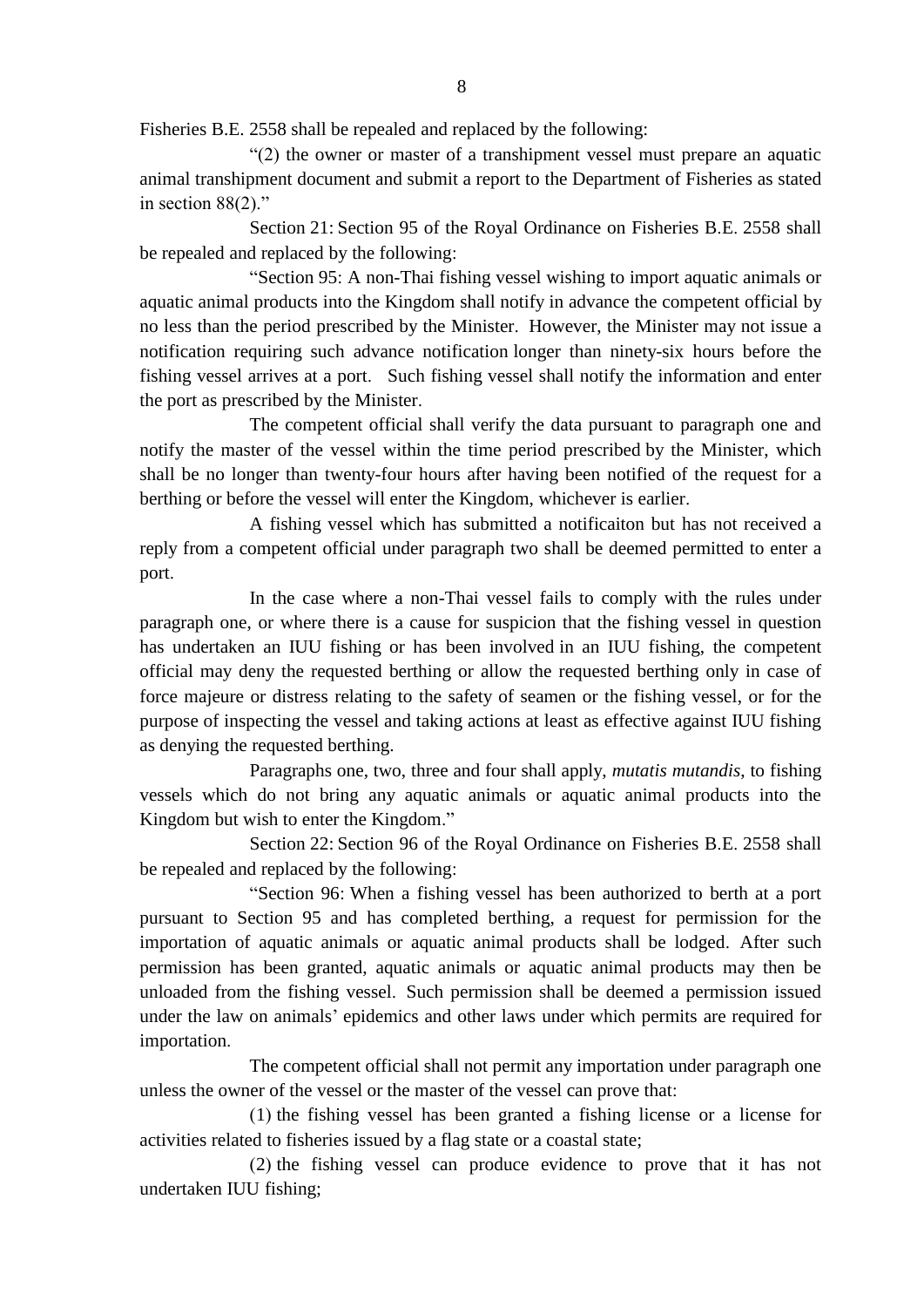Fisheries B.E. 2558 shall be repealed and replaced by the following:

"(2) the owner or master of a transhipment vessel must prepare an aquatic animal transhipment document and submit a report to the Department of Fisheries as stated in section 88(2)."

Section 21: Section 95 of the Royal Ordinance on Fisheries B.E. 2558 shall be repealed and replaced by the following:

"Section 95: A non-Thai fishing vessel wishing to import aquatic animals or aquatic animal products into the Kingdom shall notify in advance the competent official by no less than the period prescribed by the Minister. However, the Minister may not issue a notification requiring such advance notification longer than ninety-six hours before the fishing vessel arrives at a port. Such fishing vessel shall notify the information and enter the port as prescribed by the Minister.

The competent official shall verify the data pursuant to paragraph one and notify the master of the vessel within the time period prescribed by the Minister, which shall be no longer than twenty-four hours after having been notified of the request for a berthing or before the vessel will enter the Kingdom, whichever is earlier.

A fishing vessel which has submitted a notificaiton but has not received a reply from a competent official under paragraph two shall be deemed permitted to enter a port.

In the case where a non-Thai vessel fails to comply with the rules under paragraph one, or where there is a cause for suspicion that the fishing vessel in question has undertaken an IUU fishing or has been involved in an IUU fishing, the competent official may deny the requested berthing or allow the requested berthing only in case of force majeure or distress relating to the safety of seamen or the fishing vessel, or for the purpose of inspecting the vessel and taking actions at least as effective against IUU fishing as denying the requested berthing.

Paragraphs one, two, three and four shall apply, *mutatis mutandis*, to fishing vessels which do not bring any aquatic animals or aquatic animal products into the Kingdom but wish to enter the Kingdom."

Section 22: Section 96 of the Royal Ordinance on Fisheries B.E. 2558 shall be repealed and replaced by the following:

"Section 96: When a fishing vessel has been authorized to berth at a port pursuant to Section 95 and has completed berthing, a request for permission for the importation of aquatic animals or aquatic animal products shall be lodged. After such permission has been granted, aquatic animals or aquatic animal products may then be unloaded from the fishing vessel. Such permission shall be deemed a permission issued under the law on animals' epidemics and other laws under which permits are required for importation.

The competent official shall not permit any importation under paragraph one unless the owner of the vessel or the master of the vessel can prove that:

(1) the fishing vessel has been granted a fishing license or a license for activities related to fisheries issued by a flag state or a coastal state;

(2) the fishing vessel can produce evidence to prove that it has not undertaken IUU fishing;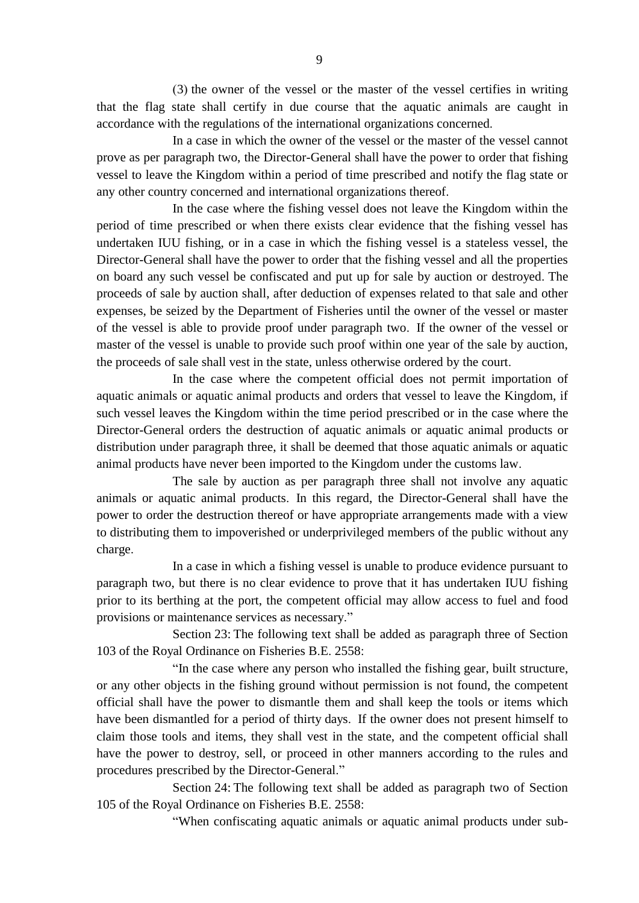(3) the owner of the vessel or the master of the vessel certifies in writing that the flag state shall certify in due course that the aquatic animals are caught in accordance with the regulations of the international organizations concerned.

In a case in which the owner of the vessel or the master of the vessel cannot prove as per paragraph two, the Director-General shall have the power to order that fishing vessel to leave the Kingdom within a period of time prescribed and notify the flag state or any other country concerned and international organizations thereof.

In the case where the fishing vessel does not leave the Kingdom within the period of time prescribed or when there exists clear evidence that the fishing vessel has undertaken IUU fishing, or in a case in which the fishing vessel is a stateless vessel, the Director-General shall have the power to order that the fishing vessel and all the properties on board any such vessel be confiscated and put up for sale by auction or destroyed. The proceeds of sale by auction shall, after deduction of expenses related to that sale and other expenses, be seized by the Department of Fisheries until the owner of the vessel or master of the vessel is able to provide proof under paragraph two. If the owner of the vessel or master of the vessel is unable to provide such proof within one year of the sale by auction, the proceeds of sale shall vest in the state, unless otherwise ordered by the court.

In the case where the competent official does not permit importation of aquatic animals or aquatic animal products and orders that vessel to leave the Kingdom, if such vessel leaves the Kingdom within the time period prescribed or in the case where the Director-General orders the destruction of aquatic animals or aquatic animal products or distribution under paragraph three, it shall be deemed that those aquatic animals or aquatic animal products have never been imported to the Kingdom under the customs law.

The sale by auction as per paragraph three shall not involve any aquatic animals or aquatic animal products. In this regard, the Director-General shall have the power to order the destruction thereof or have appropriate arrangements made with a view to distributing them to impoverished or underprivileged members of the public without any charge.

In a case in which a fishing vessel is unable to produce evidence pursuant to paragraph two, but there is no clear evidence to prove that it has undertaken IUU fishing prior to its berthing at the port, the competent official may allow access to fuel and food provisions or maintenance services as necessary."

Section 23: The following text shall be added as paragraph three of Section 103 of the Royal Ordinance on Fisheries B.E. 2558:

"In the case where any person who installed the fishing gear, built structure, or any other objects in the fishing ground without permission is not found, the competent official shall have the power to dismantle them and shall keep the tools or items which have been dismantled for a period of thirty days. If the owner does not present himself to claim those tools and items, they shall vest in the state, and the competent official shall have the power to destroy, sell, or proceed in other manners according to the rules and procedures prescribed by the Director-General."

Section 24: The following text shall be added as paragraph two of Section 105 of the Royal Ordinance on Fisheries B.E. 2558:

"When confiscating aquatic animals or aquatic animal products under sub-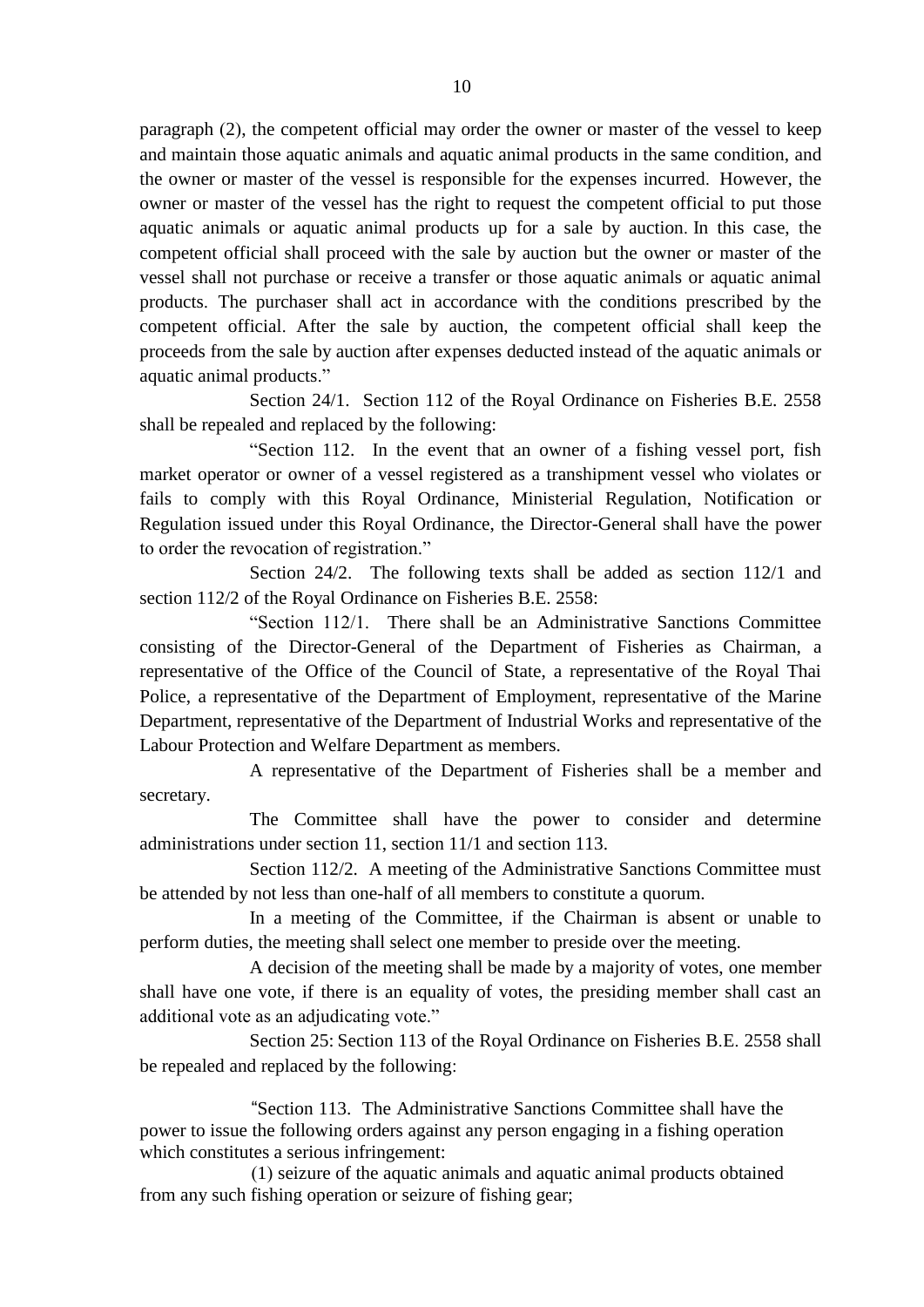paragraph (2), the competent official may order the owner or master of the vessel to keep and maintain those aquatic animals and aquatic animal products in the same condition, and the owner or master of the vessel is responsible for the expenses incurred. However, the owner or master of the vessel has the right to request the competent official to put those aquatic animals or aquatic animal products up for a sale by auction. In this case, the competent official shall proceed with the sale by auction but the owner or master of the vessel shall not purchase or receive a transfer or those aquatic animals or aquatic animal products. The purchaser shall act in accordance with the conditions prescribed by the competent official. After the sale by auction, the competent official shall keep the proceeds from the sale by auction after expenses deducted instead of the aquatic animals or aquatic animal products."

Section 24/1. Section 112 of the Royal Ordinance on Fisheries B.E. 2558 shall be repealed and replaced by the following:

"Section 112. In the event that an owner of a fishing vessel port, fish market operator or owner of a vessel registered as a transhipment vessel who violates or fails to comply with this Royal Ordinance, Ministerial Regulation, Notification or Regulation issued under this Royal Ordinance, the Director-General shall have the power to order the revocation of registration."

Section 24/2. The following texts shall be added as section 112/1 and section 112/2 of the Royal Ordinance on Fisheries B.E. 2558:

"Section 112/1. There shall be an Administrative Sanctions Committee consisting of the Director-General of the Department of Fisheries as Chairman, a representative of the Office of the Council of State, a representative of the Royal Thai Police, a representative of the Department of Employment, representative of the Marine Department, representative of the Department of Industrial Works and representative of the Labour Protection and Welfare Department as members.

A representative of the Department of Fisheries shall be a member and secretary.

The Committee shall have the power to consider and determine administrations under section 11, section 11/1 and section 113.

Section 112/2. A meeting of the Administrative Sanctions Committee must be attended by not less than one-half of all members to constitute a quorum.

In a meeting of the Committee, if the Chairman is absent or unable to perform duties, the meeting shall select one member to preside over the meeting.

A decision of the meeting shall be made by a majority of votes, one member shall have one vote, if there is an equality of votes, the presiding member shall cast an additional vote as an adjudicating vote."

Section 25: Section 113 of the Royal Ordinance on Fisheries B.E. 2558 shall be repealed and replaced by the following:

"Section 113. The Administrative Sanctions Committee shall have the power to issue the following orders against any person engaging in a fishing operation which constitutes a serious infringement:

(1) seizure of the aquatic animals and aquatic animal products obtained from any such fishing operation or seizure of fishing gear;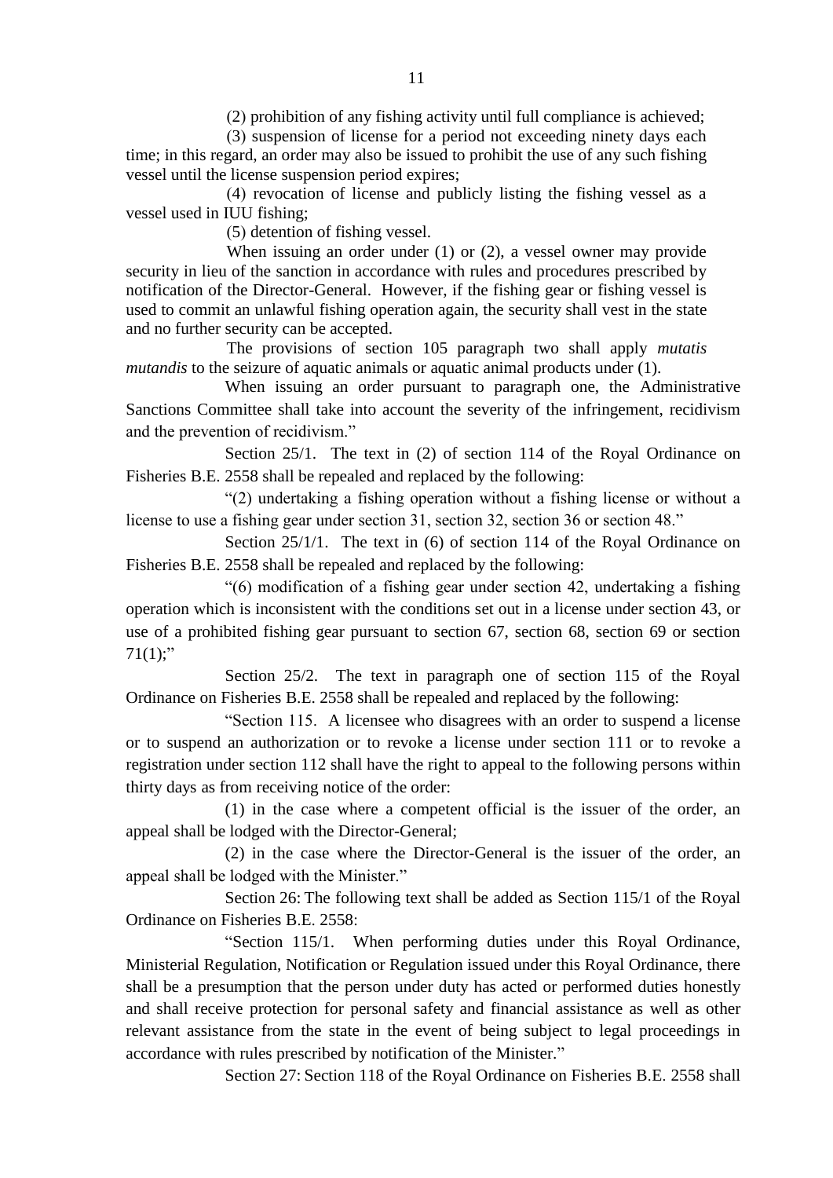(2) prohibition of any fishing activity until full compliance is achieved;

(3) suspension of license for a period not exceeding ninety days each time; in this regard, an order may also be issued to prohibit the use of any such fishing vessel until the license suspension period expires;

(4) revocation of license and publicly listing the fishing vessel as a vessel used in IUU fishing;

(5) detention of fishing vessel.

When issuing an order under (1) or (2), a vessel owner may provide security in lieu of the sanction in accordance with rules and procedures prescribed by notification of the Director-General. However, if the fishing gear or fishing vessel is used to commit an unlawful fishing operation again, the security shall vest in the state and no further security can be accepted.

The provisions of section 105 paragraph two shall apply *mutatis mutandis* to the seizure of aquatic animals or aquatic animal products under (1).

When issuing an order pursuant to paragraph one, the Administrative Sanctions Committee shall take into account the severity of the infringement, recidivism and the prevention of recidivism."

Section 25/1. The text in (2) of section 114 of the Royal Ordinance on Fisheries B.E. 2558 shall be repealed and replaced by the following:

"(2) undertaking a fishing operation without a fishing license or without a license to use a fishing gear under section 31, section 32, section 36 or section 48."

Section 25/1/1. The text in (6) of section 114 of the Royal Ordinance on Fisheries B.E. 2558 shall be repealed and replaced by the following:

"(6) modification of a fishing gear under section 42, undertaking a fishing operation which is inconsistent with the conditions set out in a license under section 43, or use of a prohibited fishing gear pursuant to section 67, section 68, section 69 or section 71(1);"

Section 25/2. The text in paragraph one of section 115 of the Royal Ordinance on Fisheries B.E. 2558 shall be repealed and replaced by the following:

"Section 115. A licensee who disagrees with an order to suspend a license or to suspend an authorization or to revoke a license under section 111 or to revoke a registration under section 112 shall have the right to appeal to the following persons within thirty days as from receiving notice of the order:

(1) in the case where a competent official is the issuer of the order, an appeal shall be lodged with the Director-General;

(2) in the case where the Director-General is the issuer of the order, an appeal shall be lodged with the Minister."

Section 26: The following text shall be added as Section 115/1 of the Royal Ordinance on Fisheries B.E. 2558:

"Section 115/1. When performing duties under this Royal Ordinance, Ministerial Regulation, Notification or Regulation issued under this Royal Ordinance, there shall be a presumption that the person under duty has acted or performed duties honestly and shall receive protection for personal safety and financial assistance as well as other relevant assistance from the state in the event of being subject to legal proceedings in accordance with rules prescribed by notification of the Minister."

Section 27: Section 118 of the Royal Ordinance on Fisheries B.E. 2558 shall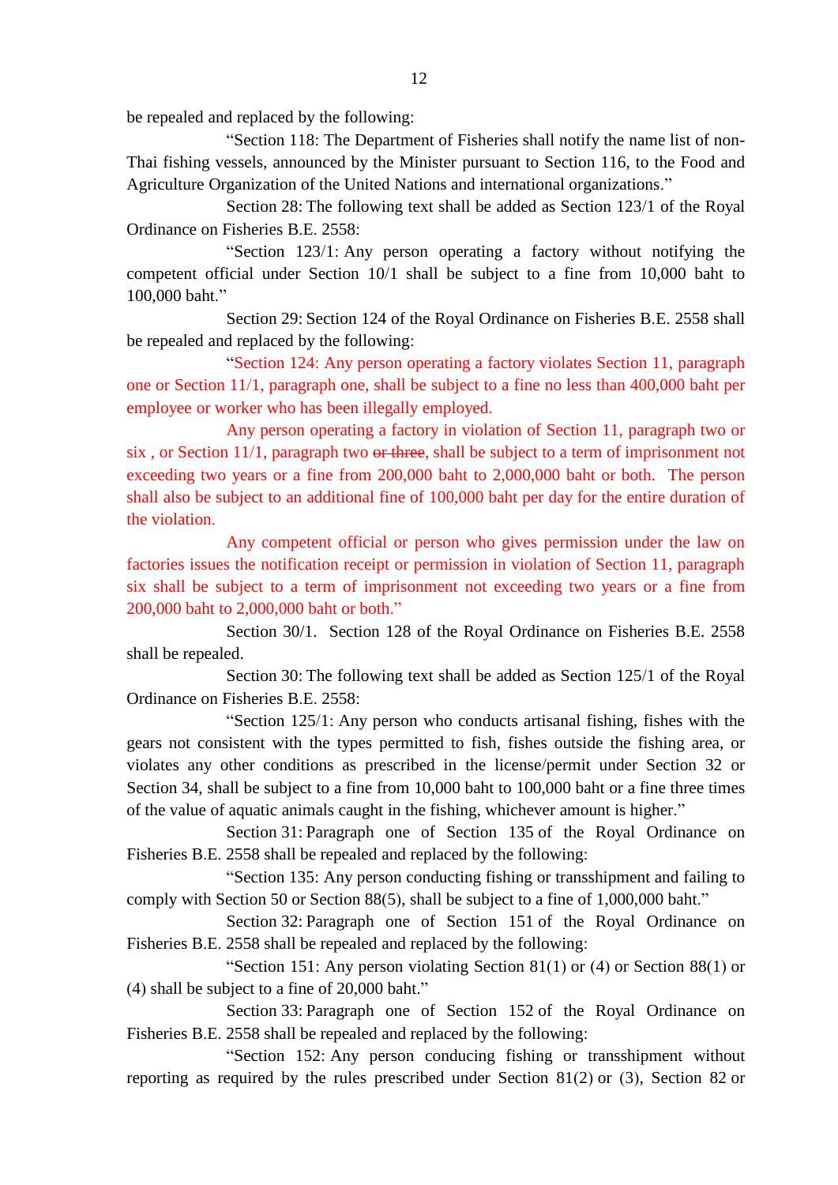be repealed and replaced by the following:

"Section 118: The Department of Fisheries shall notify the name list of non-Thai fishing vessels, announced by the Minister pursuant to Section 116, to the Food and Agriculture Organization of the United Nations and international organizations."

Section 28: The following text shall be added as Section 123/1 of the Royal Ordinance on Fisheries B.E. 2558:

"Section 123/1: Any person operating a factory without notifying the competent official under Section 10/1 shall be subject to a fine from 10,000 baht to 100,000 baht."

Section 29: Section 124 of the Royal Ordinance on Fisheries B.E. 2558 shall be repealed and replaced by the following:

"Section 124: Any person operating a factory violates Section 11, paragraph one or Section 11/1, paragraph one, shall be subject to a fine no less than 400,000 baht per employee or worker who has been illegally employed.

Any person operating a factory in violation of Section 11, paragraph two or six , or Section 11/1, paragraph two ~~or three~~, shall be subject to a term of imprisonment not exceeding two years or a fine from 200,000 baht to 2,000,000 baht or both. The person shall also be subject to an additional fine of 100,000 baht per day for the entire duration of the violation.

Any competent official or person who gives permission under the law on factories issues the notification receipt or permission in violation of Section 11, paragraph six shall be subject to a term of imprisonment not exceeding two years or a fine from 200,000 baht to 2,000,000 baht or both."

Section 30/1. Section 128 of the Royal Ordinance on Fisheries B.E. 2558 shall be repealed.

Section 30: The following text shall be added as Section 125/1 of the Royal Ordinance on Fisheries B.E. 2558:

"Section 125/1: Any person who conducts artisanal fishing, fishes with the gears not consistent with the types permitted to fish, fishes outside the fishing area, or violates any other conditions as prescribed in the license/permit under Section 32 or Section 34, shall be subject to a fine from 10,000 baht to 100,000 baht or a fine three times of the value of aquatic animals caught in the fishing, whichever amount is higher."

Section 31: Paragraph one of Section 135 of the Royal Ordinance on Fisheries B.E. 2558 shall be repealed and replaced by the following:

"Section 135: Any person conducting fishing or transshipment and failing to comply with Section 50 or Section 88(5), shall be subject to a fine of 1,000,000 baht."

Section 32: Paragraph one of Section 151 of the Royal Ordinance on Fisheries B.E. 2558 shall be repealed and replaced by the following:

"Section 151: Any person violating Section 81(1) or (4) or Section 88(1) or (4) shall be subject to a fine of 20,000 baht."

Section 33: Paragraph one of Section 152 of the Royal Ordinance on Fisheries B.E. 2558 shall be repealed and replaced by the following:

"Section 152: Any person conducing fishing or transshipment without reporting as required by the rules prescribed under Section 81(2) or (3), Section 82 or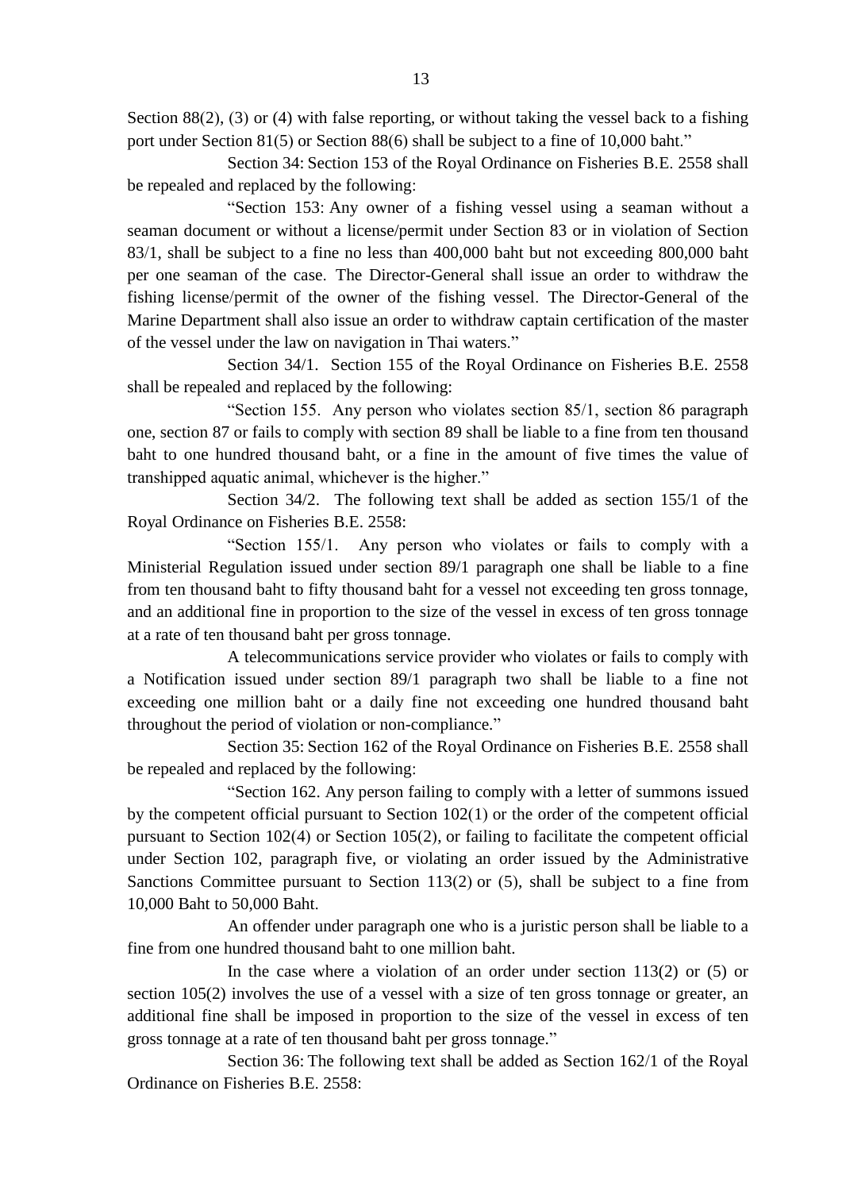Section 88(2), (3) or (4) with false reporting, or without taking the vessel back to a fishing port under Section 81(5) or Section 88(6) shall be subject to a fine of 10,000 baht."

Section 34: Section 153 of the Royal Ordinance on Fisheries B.E. 2558 shall be repealed and replaced by the following:

"Section 153: Any owner of a fishing vessel using a seaman without a seaman document or without a license/permit under Section 83 or in violation of Section 83/1, shall be subject to a fine no less than 400,000 baht but not exceeding 800,000 baht per one seaman of the case. The Director-General shall issue an order to withdraw the fishing license/permit of the owner of the fishing vessel. The Director-General of the Marine Department shall also issue an order to withdraw captain certification of the master of the vessel under the law on navigation in Thai waters."

Section 34/1. Section 155 of the Royal Ordinance on Fisheries B.E. 2558 shall be repealed and replaced by the following:

"Section 155. Any person who violates section 85/1, section 86 paragraph one, section 87 or fails to comply with section 89 shall be liable to a fine from ten thousand baht to one hundred thousand baht, or a fine in the amount of five times the value of transhipped aquatic animal, whichever is the higher."

Section 34/2. The following text shall be added as section 155/1 of the Royal Ordinance on Fisheries B.E. 2558:

"Section 155/1. Any person who violates or fails to comply with a Ministerial Regulation issued under section 89/1 paragraph one shall be liable to a fine from ten thousand baht to fifty thousand baht for a vessel not exceeding ten gross tonnage, and an additional fine in proportion to the size of the vessel in excess of ten gross tonnage at a rate of ten thousand baht per gross tonnage.

A telecommunications service provider who violates or fails to comply with a Notification issued under section 89/1 paragraph two shall be liable to a fine not exceeding one million baht or a daily fine not exceeding one hundred thousand baht throughout the period of violation or non-compliance."

Section 35: Section 162 of the Royal Ordinance on Fisheries B.E. 2558 shall be repealed and replaced by the following:

"Section 162. Any person failing to comply with a letter of summons issued by the competent official pursuant to Section 102(1) or the order of the competent official pursuant to Section 102(4) or Section 105(2), or failing to facilitate the competent official under Section 102, paragraph five, or violating an order issued by the Administrative Sanctions Committee pursuant to Section 113(2) or (5), shall be subject to a fine from 10,000 Baht to 50,000 Baht.

An offender under paragraph one who is a juristic person shall be liable to a fine from one hundred thousand baht to one million baht.

In the case where a violation of an order under section 113(2) or (5) or section 105(2) involves the use of a vessel with a size of ten gross tonnage or greater, an additional fine shall be imposed in proportion to the size of the vessel in excess of ten gross tonnage at a rate of ten thousand baht per gross tonnage."

Section 36: The following text shall be added as Section 162/1 of the Royal Ordinance on Fisheries B.E. 2558: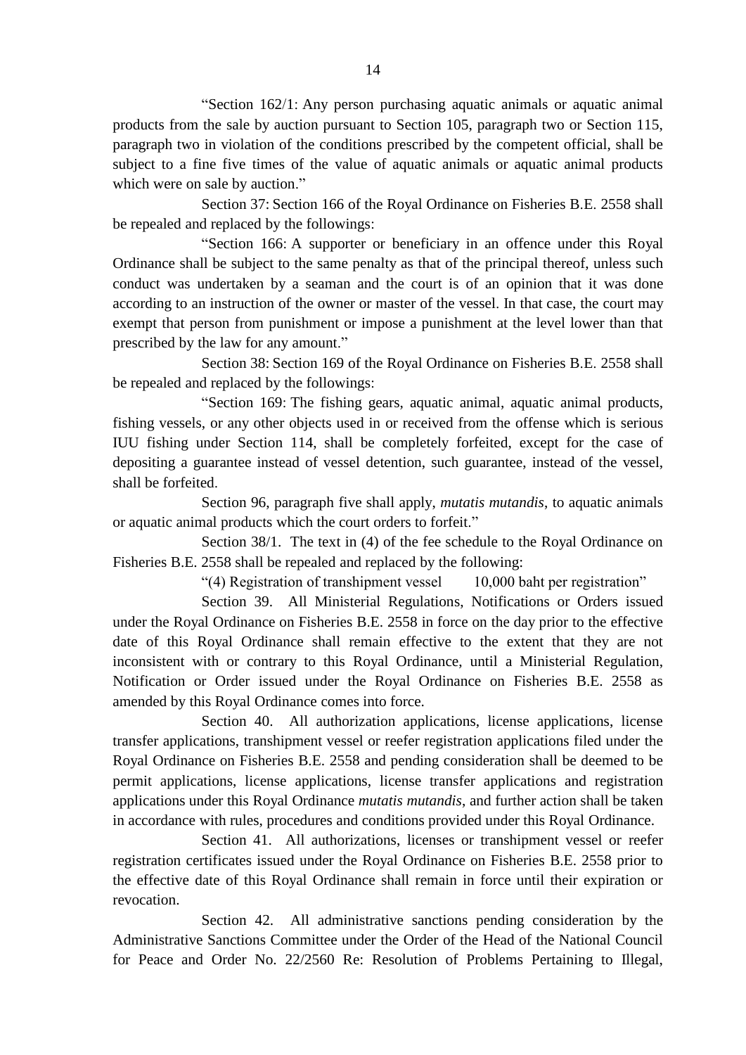"Section 162/1: Any person purchasing aquatic animals or aquatic animal products from the sale by auction pursuant to Section 105, paragraph two or Section 115, paragraph two in violation of the conditions prescribed by the competent official, shall be subject to a fine five times of the value of aquatic animals or aquatic animal products which were on sale by auction."

Section 37: Section 166 of the Royal Ordinance on Fisheries B.E. 2558 shall be repealed and replaced by the followings:

"Section 166: A supporter or beneficiary in an offence under this Royal Ordinance shall be subject to the same penalty as that of the principal thereof, unless such conduct was undertaken by a seaman and the court is of an opinion that it was done according to an instruction of the owner or master of the vessel. In that case, the court may exempt that person from punishment or impose a punishment at the level lower than that prescribed by the law for any amount."

Section 38: Section 169 of the Royal Ordinance on Fisheries B.E. 2558 shall be repealed and replaced by the followings:

"Section 169: The fishing gears, aquatic animal, aquatic animal products, fishing vessels, or any other objects used in or received from the offense which is serious IUU fishing under Section 114, shall be completely forfeited, except for the case of depositing a guarantee instead of vessel detention, such guarantee, instead of the vessel, shall be forfeited.

Section 96, paragraph five shall apply, *mutatis mutandis*, to aquatic animals or aquatic animal products which the court orders to forfeit."

Section 38/1. The text in (4) of the fee schedule to the Royal Ordinance on Fisheries B.E. 2558 shall be repealed and replaced by the following:

"(4) Registration of transhipment vessel 10,000 baht per registration"

Section 39. All Ministerial Regulations, Notifications or Orders issued under the Royal Ordinance on Fisheries B.E. 2558 in force on the day prior to the effective date of this Royal Ordinance shall remain effective to the extent that they are not inconsistent with or contrary to this Royal Ordinance, until a Ministerial Regulation, Notification or Order issued under the Royal Ordinance on Fisheries B.E. 2558 as amended by this Royal Ordinance comes into force.

Section 40. All authorization applications, license applications, license transfer applications, transhipment vessel or reefer registration applications filed under the Royal Ordinance on Fisheries B.E. 2558 and pending consideration shall be deemed to be permit applications, license applications, license transfer applications and registration applications under this Royal Ordinance *mutatis mutandis*, and further action shall be taken in accordance with rules, procedures and conditions provided under this Royal Ordinance.

Section 41. All authorizations, licenses or transhipment vessel or reefer registration certificates issued under the Royal Ordinance on Fisheries B.E. 2558 prior to the effective date of this Royal Ordinance shall remain in force until their expiration or revocation.

Section 42. All administrative sanctions pending consideration by the Administrative Sanctions Committee under the Order of the Head of the National Council for Peace and Order No. 22/2560 Re: Resolution of Problems Pertaining to Illegal,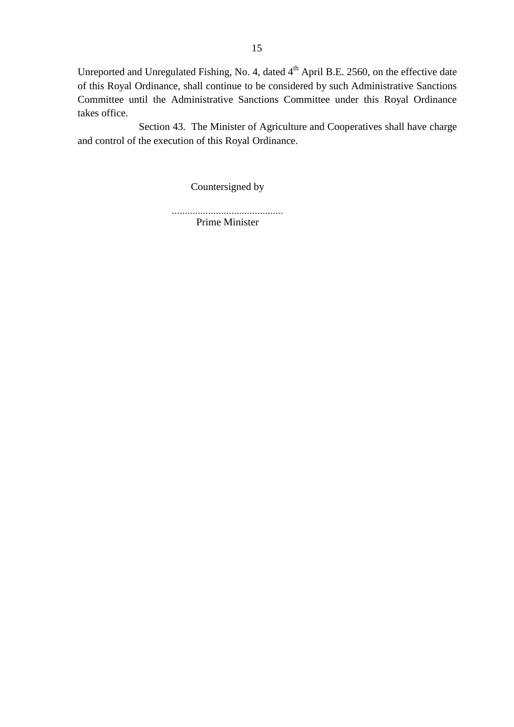Unreported and Unregulated Fishing, No. 4, dated 4th April B.E. 2560, on the effective date of this Royal Ordinance, shall continue to be considered by such Administrative Sanctions Committee until the Administrative Sanctions Committee under this Royal Ordinance takes office.

Section 43. The Minister of Agriculture and Cooperatives shall have charge and control of the execution of this Royal Ordinance.

Countersigned by

..........................................

Prime Minister